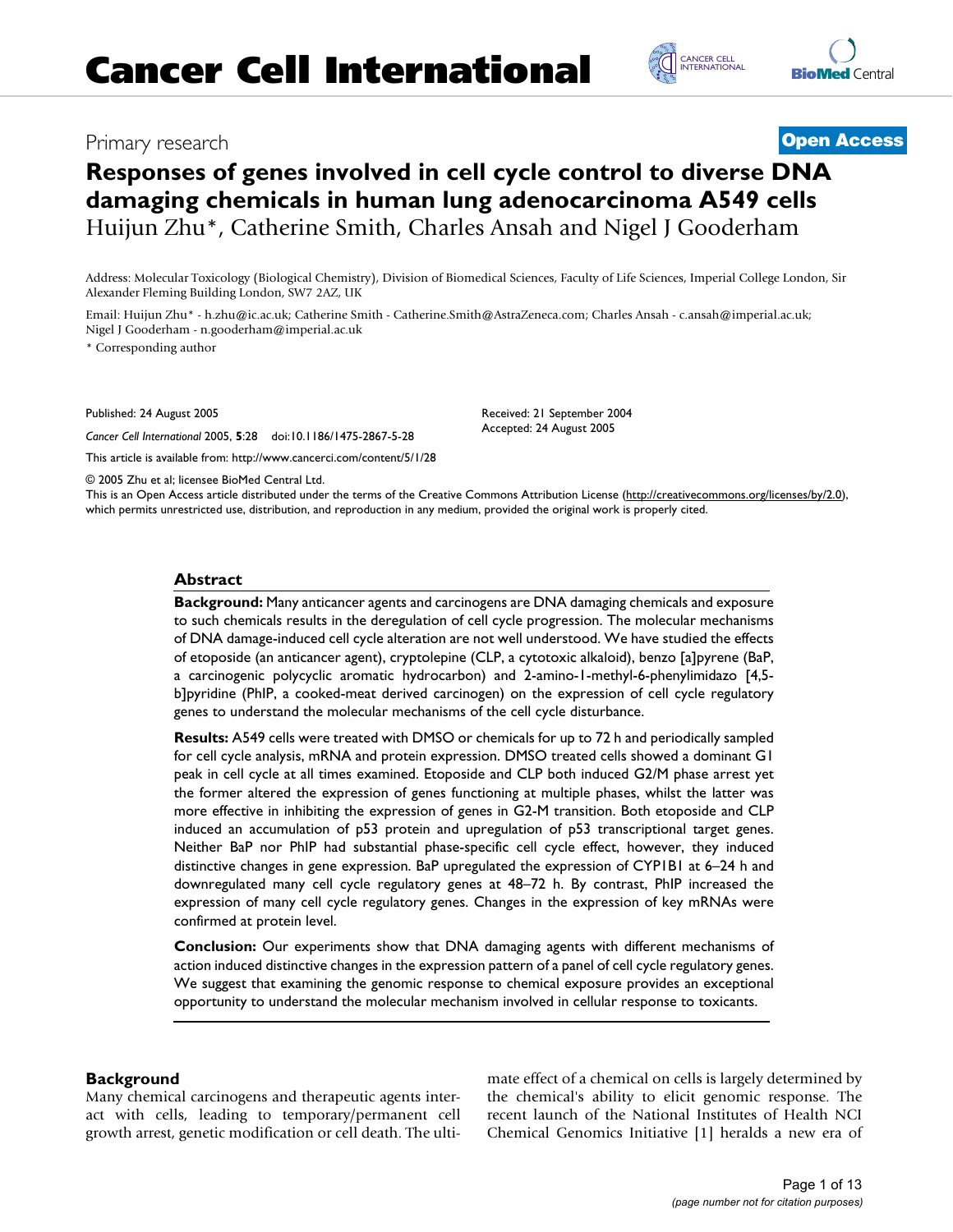# Cancer Cell International

Primary research **Open Access**

## Responses of genes involved in cell cycle control to diverse DNA damaging chemicals in human lung adenocarcinoma A549 cells

Huijun Zhu*, Catherine Smith, Charles Ansah and Nigel J Gooderham

Address: Molecular Toxicology (Biological Chemistry), Division of Biomedical Sciences, Faculty of Life Sciences, Imperial College London, Sir Alexander Fleming Building London, SW7 2AZ, UK

Email: Huijun Zhu* - h.zhu@ic.ac.uk; Catherine Smith - Catherine.Smith@AstraZeneca.com; Charles Ansah - c.ansah@imperial.ac.uk; Nigel J Gooderham - n.gooderham@imperial.ac.uk

* Corresponding author

Published: 24 August 2005

*Cancer Cell International* 2005, **5**:28 doi:10.1186/1475-2867-5-28

This article is available from: http://www.cancerci.com/content/5/1/28

Received: 21 September 2004
Accepted: 24 August 2005

© 2005 Zhu et al; licensee BioMed Central Ltd.
This is an Open Access article distributed under the terms of the Creative Commons Attribution License (http://creativecommons.org/licenses/by/2.0), which permits unrestricted use, distribution, and reproduction in any medium, provided the original work is properly cited.

### Abstract

**Background:** Many anticancer agents and carcinogens are DNA damaging chemicals and exposure to such chemicals results in the deregulation of cell cycle progression. The molecular mechanisms of DNA damage-induced cell cycle alteration are not well understood. We have studied the effects of etoposide (an anticancer agent), cryptolepine (CLP, a cytotoxic alkaloid), benzo [a]pyrene (BaP, a carcinogenic polycyclic aromatic hydrocarbon) and 2-amino-1-methyl-6-phenylimidazo [4,5-b]pyridine (PhIP, a cooked-meat derived carcinogen) on the expression of cell cycle regulatory genes to understand the molecular mechanisms of the cell cycle disturbance.

**Results:** A549 cells were treated with DMSO or chemicals for up to 72 h and periodically sampled for cell cycle analysis, mRNA and protein expression. DMSO treated cells showed a dominant G1 peak in cell cycle at all times examined. Etoposide and CLP both induced G2/M phase arrest yet the former altered the expression of genes functioning at multiple phases, whilst the latter was more effective in inhibiting the expression of genes in G2-M transition. Both etoposide and CLP induced an accumulation of p53 protein and upregulation of p53 transcriptional target genes. Neither BaP nor PhIP had substantial phase-specific cell cycle effect, however, they induced distinctive changes in gene expression. BaP upregulated the expression of CYP1B1 at 6–24 h and downregulated many cell cycle regulatory genes at 48–72 h. By contrast, PhIP increased the expression of many cell cycle regulatory genes. Changes in the expression of key mRNAs were confirmed at protein level.

**Conclusion:** Our experiments show that DNA damaging agents with different mechanisms of action induced distinctive changes in the expression pattern of a panel of cell cycle regulatory genes. We suggest that examining the genomic response to chemical exposure provides an exceptional opportunity to understand the molecular mechanism involved in cellular response to toxicants.

### Background

Many chemical carcinogens and therapeutic agents interact with cells, leading to temporary/permanent cell growth arrest, genetic modification or cell death. The ultimate effect of a chemical on cells is largely determined by the chemical's ability to elicit genomic response. The recent launch of the National Institutes of Health NCI Chemical Genomics Initiative [1] heralds a new era of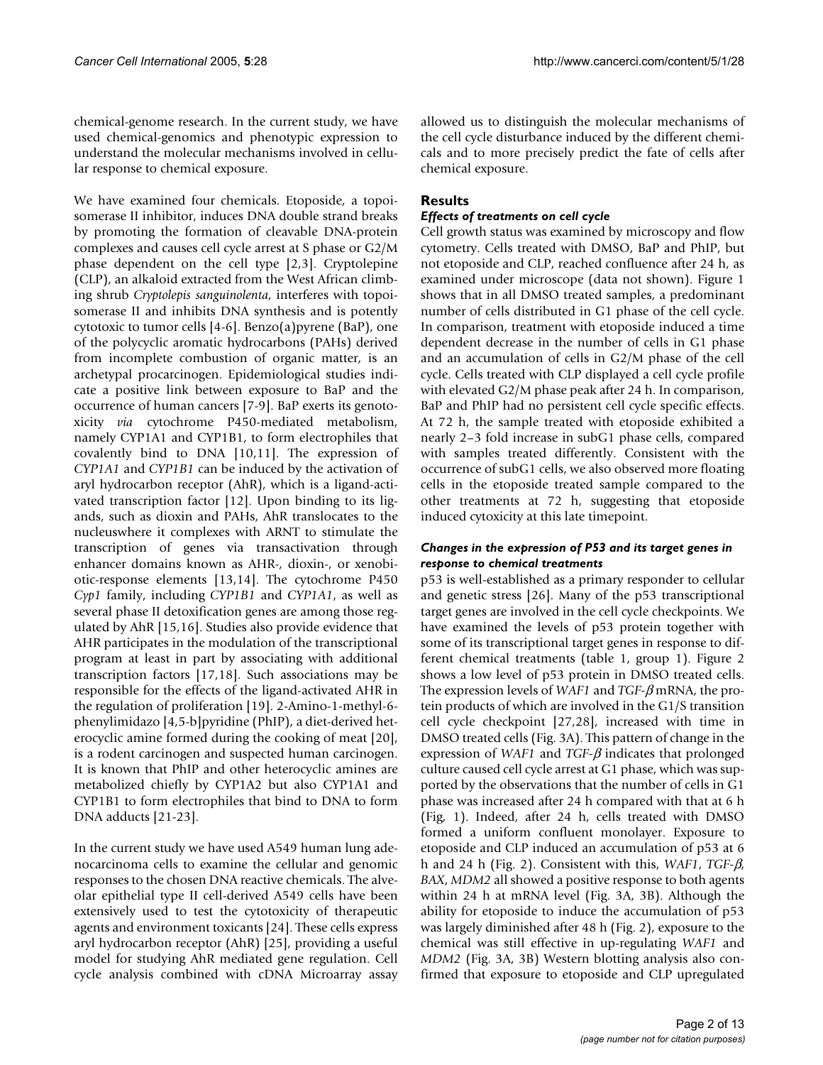chemical-genome research. In the current study, we have used chemical-genomics and phenotypic expression to understand the molecular mechanisms involved in cellular response to chemical exposure.

We have examined four chemicals. Etoposide, a topoisomerase II inhibitor, induces DNA double strand breaks by promoting the formation of cleavable DNA-protein complexes and causes cell cycle arrest at S phase or G2/M phase dependent on the cell type [2,3]. Cryptolepine (CLP), an alkaloid extracted from the West African climbing shrub *Cryptolepis sanguinolenta*, interferes with topoisomerase II and inhibits DNA synthesis and is potently cytotoxic to tumor cells [4-6]. Benzo(a)pyrene (BaP), one of the polycyclic aromatic hydrocarbons (PAHs) derived from incomplete combustion of organic matter, is an archetypal procarcinogen. Epidemiological studies indicate a positive link between exposure to BaP and the occurrence of human cancers [7-9]. BaP exerts its genotoxicity *via* cytochrome P450-mediated metabolism, namely CYP1A1 and CYP1B1, to form electrophiles that covalently bind to DNA [10,11]. The expression of *CYP1A1* and *CYP1B1* can be induced by the activation of aryl hydrocarbon receptor (AhR), which is a ligand-activated transcription factor [12]. Upon binding to its ligands, such as dioxin and PAHs, AhR translocates to the nucleuswhere it complexes with ARNT to stimulate the transcription of genes via transactivation through enhancer domains known as AHR-, dioxin-, or xenobiotic-response elements [13,14]. The cytochrome P450 *Cyp1* family, including *CYP1B1* and *CYP1A1*, as well as several phase II detoxification genes are among those regulated by AhR [15,16]. Studies also provide evidence that AHR participates in the modulation of the transcriptional program at least in part by associating with additional transcription factors [17,18]. Such associations may be responsible for the effects of the ligand-activated AHR in the regulation of proliferation [19]. 2-Amino-1-methyl-6-phenylimidazo [4,5-b]pyridine (PhIP), a diet-derived heterocyclic amine formed during the cooking of meat [20], is a rodent carcinogen and suspected human carcinogen. It is known that PhIP and other heterocyclic amines are metabolized chiefly by CYP1A2 but also CYP1A1 and CYP1B1 to form electrophiles that bind to DNA to form DNA adducts [21-23].

In the current study we have used A549 human lung adenocarcinoma cells to examine the cellular and genomic responses to the chosen DNA reactive chemicals. The alveolar epithelial type II cell-derived A549 cells have been extensively used to test the cytotoxicity of therapeutic agents and environment toxicants [24]. These cells express aryl hydrocarbon receptor (AhR) [25], providing a useful model for studying AhR mediated gene regulation. Cell cycle analysis combined with cDNA Microarray assay allowed us to distinguish the molecular mechanisms of the cell cycle disturbance induced by the different chemicals and to more precisely predict the fate of cells after chemical exposure.

## Results

### *Effects of treatments on cell cycle*

Cell growth status was examined by microscopy and flow cytometry. Cells treated with DMSO, BaP and PhIP, but not etoposide and CLP, reached confluence after 24 h, as examined under microscope (data not shown). Figure 1 shows that in all DMSO treated samples, a predominant number of cells distributed in G1 phase of the cell cycle. In comparison, treatment with etoposide induced a time dependent decrease in the number of cells in G1 phase and an accumulation of cells in G2/M phase of the cell cycle. Cells treated with CLP displayed a cell cycle profile with elevated G2/M phase peak after 24 h. In comparison, BaP and PhIP had no persistent cell cycle specific effects. At 72 h, the sample treated with etoposide exhibited a nearly 2–3 fold increase in subG1 phase cells, compared with samples treated differently. Consistent with the occurrence of subG1 cells, we also observed more floating cells in the etoposide treated sample compared to the other treatments at 72 h, suggesting that etoposide induced cytoxicity at this late timepoint.

### *Changes in the expression of P53 and its target genes in response to chemical treatments*

p53 is well-established as a primary responder to cellular and genetic stress [26]. Many of the p53 transcriptional target genes are involved in the cell cycle checkpoints. We have examined the levels of p53 protein together with some of its transcriptional target genes in response to different chemical treatments (table 1, group 1). Figure 2 shows a low level of p53 protein in DMSO treated cells. The expression levels of *WAF1* and *TGF-β* mRNA, the protein products of which are involved in the G1/S transition cell cycle checkpoint [27,28], increased with time in DMSO treated cells (Fig. 3A). This pattern of change in the expression of *WAF1* and *TGF-β* indicates that prolonged culture caused cell cycle arrest at G1 phase, which was supported by the observations that the number of cells in G1 phase was increased after 24 h compared with that at 6 h (Fig, 1). Indeed, after 24 h, cells treated with DMSO formed a uniform confluent monolayer. Exposure to etoposide and CLP induced an accumulation of p53 at 6 h and 24 h (Fig. 2). Consistent with this, *WAF1*, *TGF-β*, *BAX*, *MDM2* all showed a positive response to both agents within 24 h at mRNA level (Fig. 3A, 3B). Although the ability for etoposide to induce the accumulation of p53 was largely diminished after 48 h (Fig. 2), exposure to the chemical was still effective in up-regulating *WAF1* and *MDM2* (Fig. 3A, 3B) Western blotting analysis also confirmed that exposure to etoposide and CLP upregulated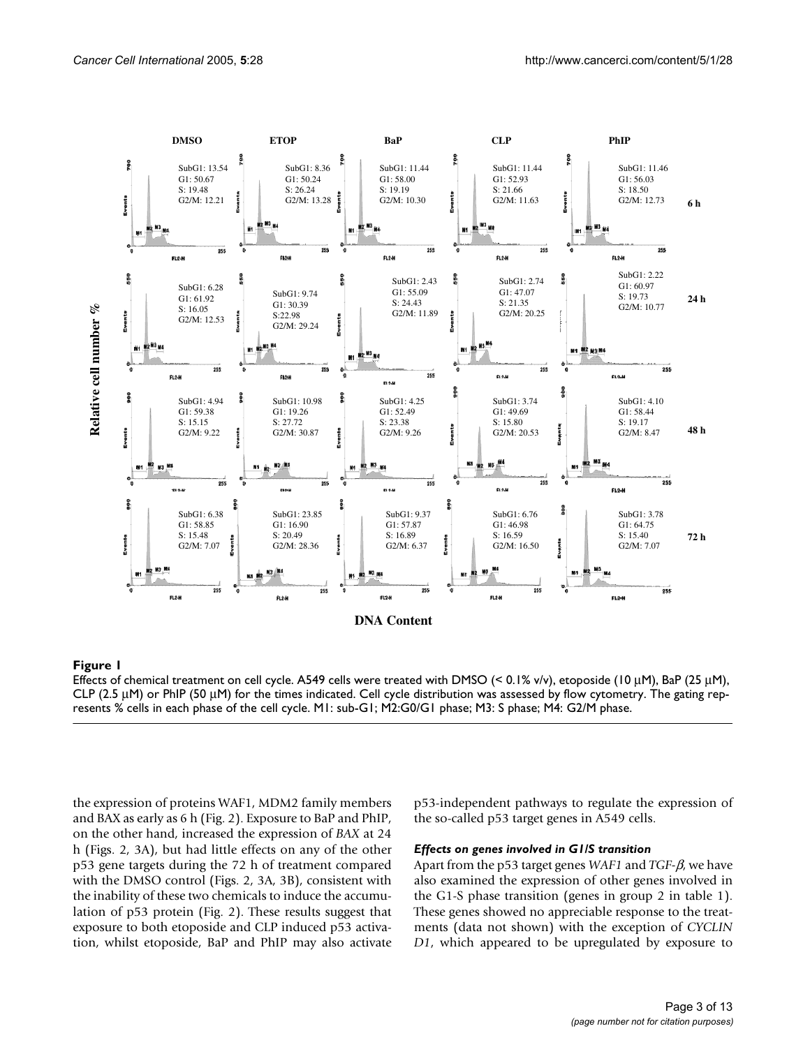**Figure 1**

Effects of chemical treatment on cell cycle. A549 cells were treated with DMSO (< 0.1% v/v), etoposide (10 μM), BaP (25 μM), CLP (2.5 μM) or PhIP (50 μM) for the times indicated. Cell cycle distribution was assessed by flow cytometry. The gating represents % cells in each phase of the cell cycle. M1: sub-G1; M2:G0/G1 phase; M3: S phase; M4: G2/M phase.

the expression of proteins WAF1, MDM2 family members and BAX as early as 6 h (Fig. 2). Exposure to BaP and PhIP, on the other hand, increased the expression of *BAX* at 24 h (Figs. 2, 3A), but had little effects on any of the other p53 gene targets during the 72 h of treatment compared with the DMSO control (Figs. 2, 3A, 3B), consistent with the inability of these two chemicals to induce the accumulation of p53 protein (Fig. 2). These results suggest that exposure to both etoposide and CLP induced p53 activation, whilst etoposide, BaP and PhIP may also activate p53-independent pathways to regulate the expression of the so-called p53 target genes in A549 cells.

### *Effects on genes involved in G1/S transition*

Apart from the p53 target genes *WAF1* and *TGF-β*, we have also examined the expression of other genes involved in the G1-S phase transition (genes in group 2 in table 1). These genes showed no appreciable response to the treatments (data not shown) with the exception of *CYCLIN D1*, which appeared to be upregulated by exposure to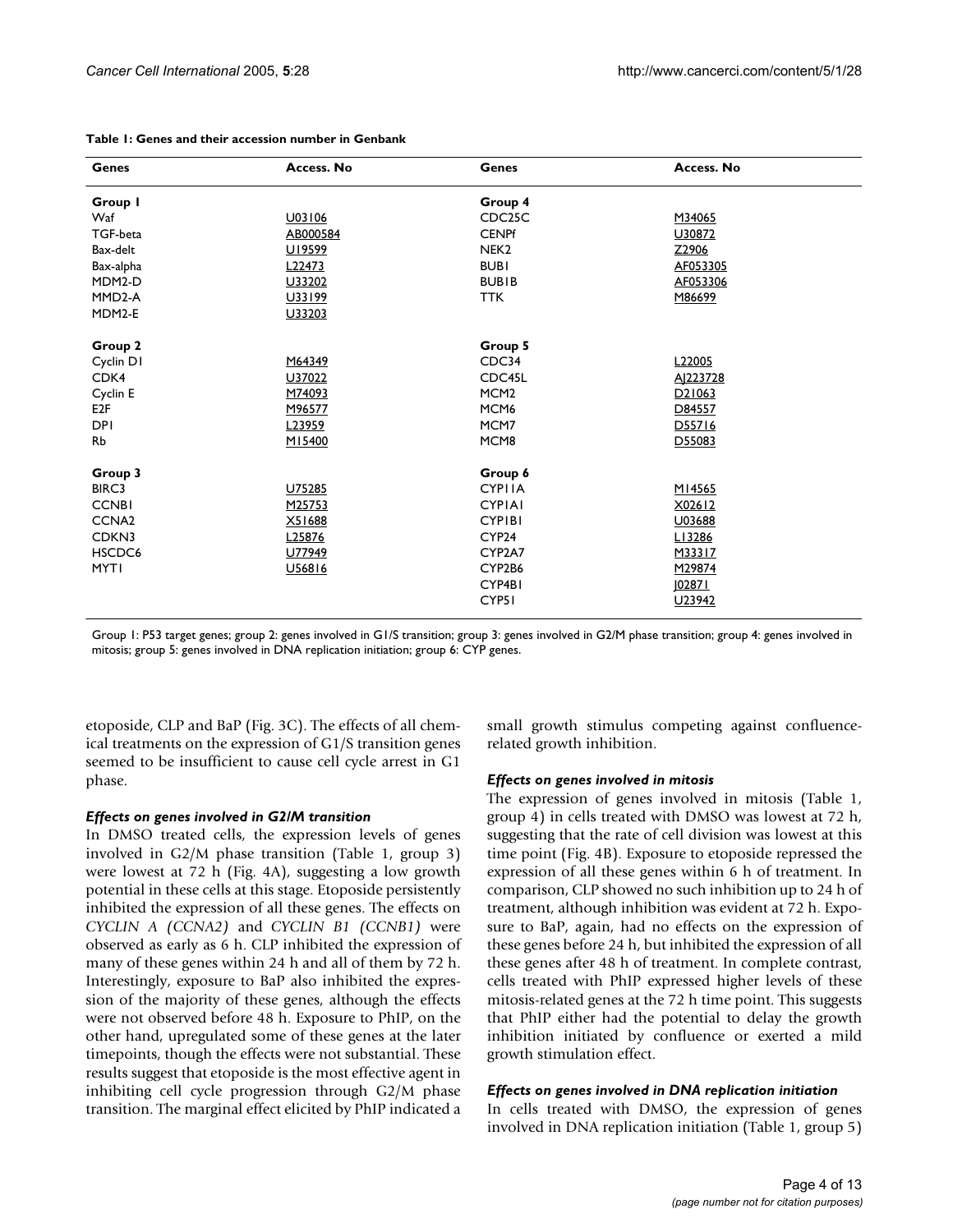**Table 1: Genes and their accession number in Genbank**

| Genes | Access. No | Genes | Access. No |
|---|---|---|---|
| **Group 1** | | **Group 4** | |
| Waf | U03106 | CDC25C | M34065 |
| TGF-beta | AB000584 | CENPf | U30872 |
| Bax-delt | U19599 | NEK2 | Z2906 |
| Bax-alpha | L22473 | BUB1 | AF053305 |
| MDM2-D | U33202 | BUB1B | AF053306 |
| MMD2-A | U33199 | TTK | M86699 |
| MDM2-E | U33203 | | |
| **Group 2** | | **Group 5** | |
| Cyclin D1 | M64349 | CDC34 | L22005 |
| CDK4 | U37022 | CDC45L | AJ223728 |
| Cyclin E | M74093 | MCM2 | D21063 |
| E2F | M96577 | MCM6 | D84557 |
| DP1 | L23959 | MCM7 | D55716 |
| Rb | M15400 | MCM8 | D55083 |
| **Group 3** | | **Group 6** | |
| BIRC3 | U75285 | CYP11A | M14565 |
| CCNB1 | M25753 | CYP1A1 | X02612 |
| CCNA2 | X51688 | CYP1B1 | U03688 |
| CDKN3 | L25876 | CYP24 | L13286 |
| HSCDC6 | U77949 | CYP2A7 | M33317 |
| MYT1 | U56816 | CYP2B6 | M29874 |
| | | CYP4B1 | J02871 |
| | | CYP51 | U23942 |

Group 1: P53 target genes; group 2: genes involved in G1/S transition; group 3: genes involved in G2/M phase transition; group 4: genes involved in mitosis; group 5: genes involved in DNA replication initiation; group 6: CYP genes.

etoposide, CLP and BaP (Fig. 3C). The effects of all chemical treatments on the expression of G1/S transition genes seemed to be insufficient to cause cell cycle arrest in G1 phase.

### *Effects on genes involved in G2/M transition*

In DMSO treated cells, the expression levels of genes involved in G2/M phase transition (Table 1, group 3) were lowest at 72 h (Fig. 4A), suggesting a low growth potential in these cells at this stage. Etoposide persistently inhibited the expression of all these genes. The effects on *CYCLIN A (CCNA2)* and *CYCLIN B1 (CCNB1)* were observed as early as 6 h. CLP inhibited the expression of many of these genes within 24 h and all of them by 72 h. Interestingly, exposure to BaP also inhibited the expression of the majority of these genes, although the effects were not observed before 48 h. Exposure to PhIP, on the other hand, upregulated some of these genes at the later timepoints, though the effects were not substantial. These results suggest that etoposide is the most effective agent in inhibiting cell cycle progression through G2/M phase transition. The marginal effect elicited by PhIP indicated a small growth stimulus competing against confluence-related growth inhibition.

### *Effects on genes involved in mitosis*

The expression of genes involved in mitosis (Table 1, group 4) in cells treated with DMSO was lowest at 72 h, suggesting that the rate of cell division was lowest at this time point (Fig. 4B). Exposure to etoposide repressed the expression of all these genes within 6 h of treatment. In comparison, CLP showed no such inhibition up to 24 h of treatment, although inhibition was evident at 72 h. Exposure to BaP, again, had no effects on the expression of these genes before 24 h, but inhibited the expression of all these genes after 48 h of treatment. In complete contrast, cells treated with PhIP expressed higher levels of these mitosis-related genes at the 72 h time point. This suggests that PhIP either had the potential to delay the growth inhibition initiated by confluence or exerted a mild growth stimulation effect.

### *Effects on genes involved in DNA replication initiation*

In cells treated with DMSO, the expression of genes involved in DNA replication initiation (Table 1, group 5)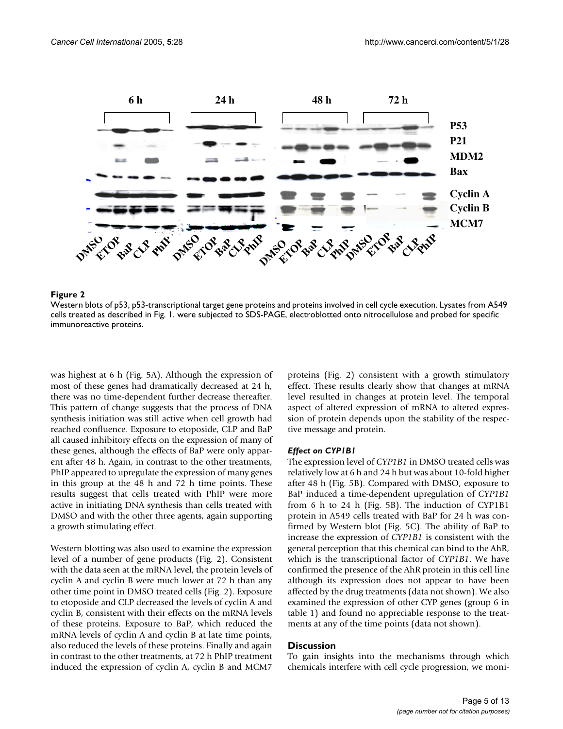**Figure 2**

Western blots of p53, p53-transcriptional target gene proteins and proteins involved in cell cycle execution. Lysates from A549 cells treated as described in Fig. 1. were subjected to SDS-PAGE, electroblotted onto nitrocellulose and probed for specific immunoreactive proteins.

was highest at 6 h (Fig. 5A). Although the expression of most of these genes had dramatically decreased at 24 h, there was no time-dependent further decrease thereafter. This pattern of change suggests that the process of DNA synthesis initiation was still active when cell growth had reached confluence. Exposure to etoposide, CLP and BaP all caused inhibitory effects on the expression of many of these genes, although the effects of BaP were only apparent after 48 h. Again, in contrast to the other treatments, PhIP appeared to upregulate the expression of many genes in this group at the 48 h and 72 h time points. These results suggest that cells treated with PhIP were more active in initiating DNA synthesis than cells treated with DMSO and with the other three agents, again supporting a growth stimulating effect.

Western blotting was also used to examine the expression level of a number of gene products (Fig. 2). Consistent with the data seen at the mRNA level, the protein levels of cyclin A and cyclin B were much lower at 72 h than any other time point in DMSO treated cells (Fig. 2). Exposure to etoposide and CLP decreased the levels of cyclin A and cyclin B, consistent with their effects on the mRNA levels of these proteins. Exposure to BaP, which reduced the mRNA levels of cyclin A and cyclin B at late time points, also reduced the levels of these proteins. Finally and again in contrast to the other treatments, at 72 h PhIP treatment induced the expression of cyclin A, cyclin B and MCM7 proteins (Fig. 2) consistent with a growth stimulatory effect. These results clearly show that changes at mRNA level resulted in changes at protein level. The temporal aspect of altered expression of mRNA to altered expression of protein depends upon the stability of the respective message and protein.

### *Effect on CYP1B1*

The expression level of *CYP1B1* in DMSO treated cells was relatively low at 6 h and 24 h but was about 10-fold higher after 48 h (Fig. 5B). Compared with DMSO, exposure to BaP induced a time-dependent upregulation of *CYP1B1* from 6 h to 24 h (Fig. 5B). The induction of CYP1B1 protein in A549 cells treated with BaP for 24 h was confirmed by Western blot (Fig. 5C). The ability of BaP to increase the expression of *CYP1B1* is consistent with the general perception that this chemical can bind to the AhR, which is the transcriptional factor of *CYP1B1*. We have confirmed the presence of the AhR protein in this cell line although its expression does not appear to have been affected by the drug treatments (data not shown). We also examined the expression of other CYP genes (group 6 in table 1) and found no appreciable response to the treatments at any of the time points (data not shown).

## Discussion

To gain insights into the mechanisms through which chemicals interfere with cell cycle progression, we moni-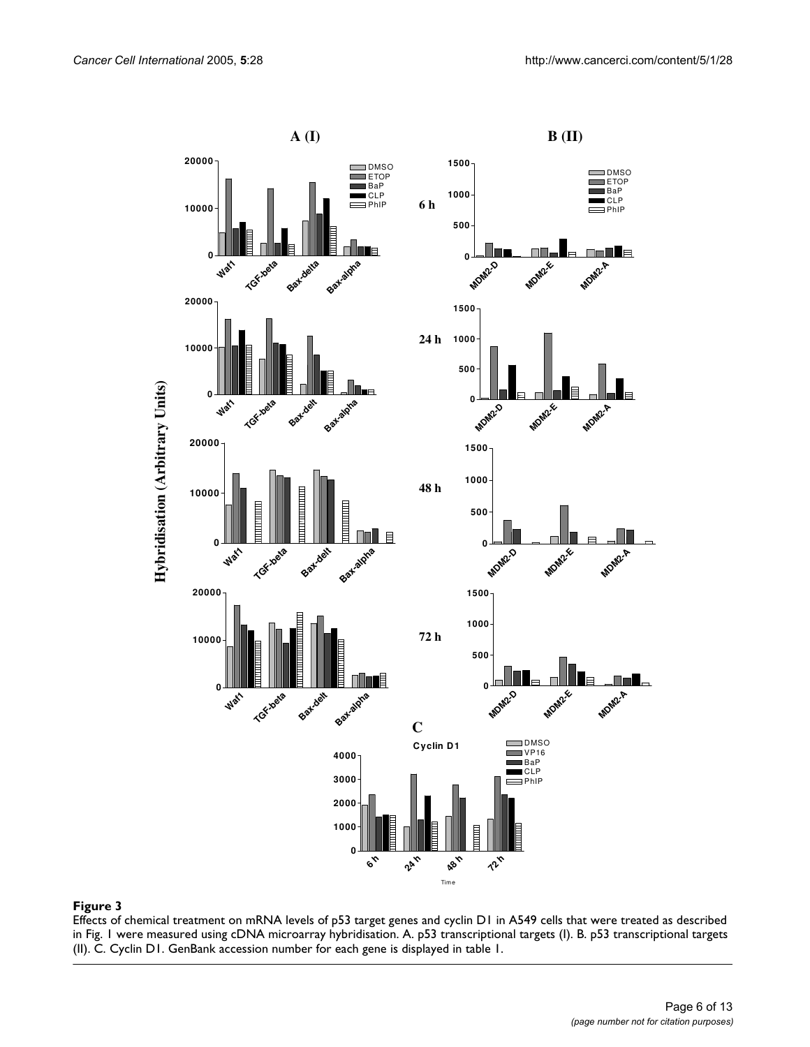**Figure 3**

Effects of chemical treatment on mRNA levels of p53 target genes and cyclin D1 in A549 cells that were treated as described in Fig. 1 were measured using cDNA microarray hybridisation. A. p53 transcriptional targets (I). B. p53 transcriptional targets (II). C. Cyclin D1. GenBank accession number for each gene is displayed in table 1.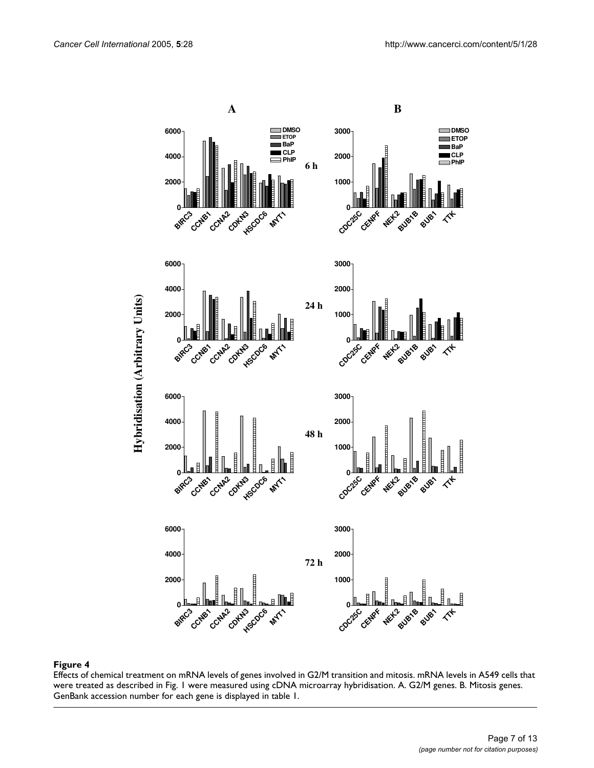**Figure 4**

Effects of chemical treatment on mRNA levels of genes involved in G2/M transition and mitosis. mRNA levels in A549 cells that were treated as described in Fig. 1 were measured using cDNA microarray hybridisation. A. G2/M genes. B. Mitosis genes. GenBank accession number for each gene is displayed in table 1.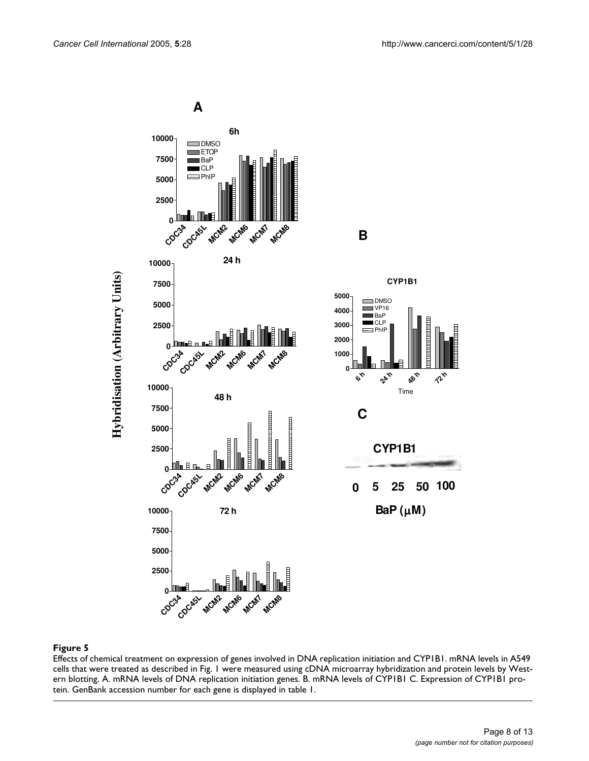**Figure 5**

Effects of chemical treatment on expression of genes involved in DNA replication initiation and CYP1B1. mRNA levels in A549 cells that were treated as described in Fig. 1 were measured using cDNA microarray hybridization and protein levels by Western blotting. A. mRNA levels of DNA replication initiation genes. B. mRNA levels of CYP1B1 C. Expression of CYP1B1 protein. GenBank accession number for each gene is displayed in table 1.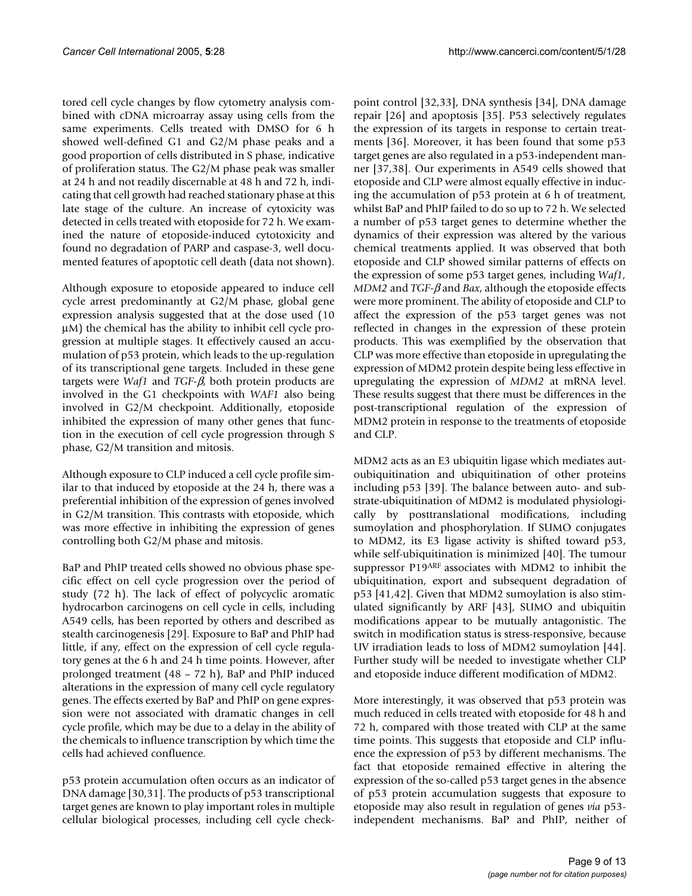tored cell cycle changes by flow cytometry analysis combined with cDNA microarray assay using cells from the same experiments. Cells treated with DMSO for 6 h showed well-defined G1 and G2/M phase peaks and a good proportion of cells distributed in S phase, indicative of proliferation status. The G2/M phase peak was smaller at 24 h and not readily discernable at 48 h and 72 h, indicating that cell growth had reached stationary phase at this late stage of the culture. An increase of cytoxicity was detected in cells treated with etoposide for 72 h. We examined the nature of etoposide-induced cytotoxicity and found no degradation of PARP and caspase-3, well documented features of apoptotic cell death (data not shown).

Although exposure to etoposide appeared to induce cell cycle arrest predominantly at G2/M phase, global gene expression analysis suggested that at the dose used (10 μM) the chemical has the ability to inhibit cell cycle progression at multiple stages. It effectively caused an accumulation of p53 protein, which leads to the up-regulation of its transcriptional gene targets. Included in these gene targets were *Waf1* and *TGF-β*, both protein products are involved in the G1 checkpoints with *WAF1* also being involved in G2/M checkpoint. Additionally, etoposide inhibited the expression of many other genes that function in the execution of cell cycle progression through S phase, G2/M transition and mitosis.

Although exposure to CLP induced a cell cycle profile similar to that induced by etoposide at the 24 h, there was a preferential inhibition of the expression of genes involved in G2/M transition. This contrasts with etoposide, which was more effective in inhibiting the expression of genes controlling both G2/M phase and mitosis.

BaP and PhIP treated cells showed no obvious phase specific effect on cell cycle progression over the period of study (72 h). The lack of effect of polycyclic aromatic hydrocarbon carcinogens on cell cycle in cells, including A549 cells, has been reported by others and described as stealth carcinogenesis [29]. Exposure to BaP and PhIP had little, if any, effect on the expression of cell cycle regulatory genes at the 6 h and 24 h time points. However, after prolonged treatment (48 – 72 h), BaP and PhIP induced alterations in the expression of many cell cycle regulatory genes. The effects exerted by BaP and PhIP on gene expression were not associated with dramatic changes in cell cycle profile, which may be due to a delay in the ability of the chemicals to influence transcription by which time the cells had achieved confluence.

p53 protein accumulation often occurs as an indicator of DNA damage [30,31]. The products of p53 transcriptional target genes are known to play important roles in multiple cellular biological processes, including cell cycle checkpoint control [32,33], DNA synthesis [34], DNA damage repair [26] and apoptosis [35]. P53 selectively regulates the expression of its targets in response to certain treatments [36]. Moreover, it has been found that some p53 target genes are also regulated in a p53-independent manner [37,38]. Our experiments in A549 cells showed that etoposide and CLP were almost equally effective in inducing the accumulation of p53 protein at 6 h of treatment, whilst BaP and PhIP failed to do so up to 72 h. We selected a number of p53 target genes to determine whether the dynamics of their expression was altered by the various chemical treatments applied. It was observed that both etoposide and CLP showed similar patterns of effects on the expression of some p53 target genes, including *Waf1*, *MDM2* and *TGF-β* and *Bax*, although the etoposide effects were more prominent. The ability of etoposide and CLP to affect the expression of the p53 target genes was not reflected in changes in the expression of these protein products. This was exemplified by the observation that CLP was more effective than etoposide in upregulating the expression of MDM2 protein despite being less effective in upregulating the expression of *MDM2* at mRNA level. These results suggest that there must be differences in the post-transcriptional regulation of the expression of MDM2 protein in response to the treatments of etoposide and CLP.

MDM2 acts as an E3 ubiquitin ligase which mediates autoubiquitination and ubiquitination of other proteins including p53 [39]. The balance between auto- and substrate-ubiquitination of MDM2 is modulated physiologically by posttranslational modifications, including sumoylation and phosphorylation. If SUMO conjugates to MDM2, its E3 ligase activity is shifted toward p53, while self-ubiquitination is minimized [40]. The tumour suppressor P19[ARF] associates with MDM2 to inhibit the ubiquitination, export and subsequent degradation of p53 [41,42]. Given that MDM2 sumoylation is also stimulated significantly by ARF [43], SUMO and ubiquitin modifications appear to be mutually antagonistic. The switch in modification status is stress-responsive, because UV irradiation leads to loss of MDM2 sumoylation [44]. Further study will be needed to investigate whether CLP and etoposide induce different modification of MDM2.

More interestingly, it was observed that p53 protein was much reduced in cells treated with etoposide for 48 h and 72 h, compared with those treated with CLP at the same time points. This suggests that etoposide and CLP influence the expression of p53 by different mechanisms. The fact that etoposide remained effective in altering the expression of the so-called p53 target genes in the absence of p53 protein accumulation suggests that exposure to etoposide may also result in regulation of genes *via* p53-independent mechanisms. BaP and PhIP, neither of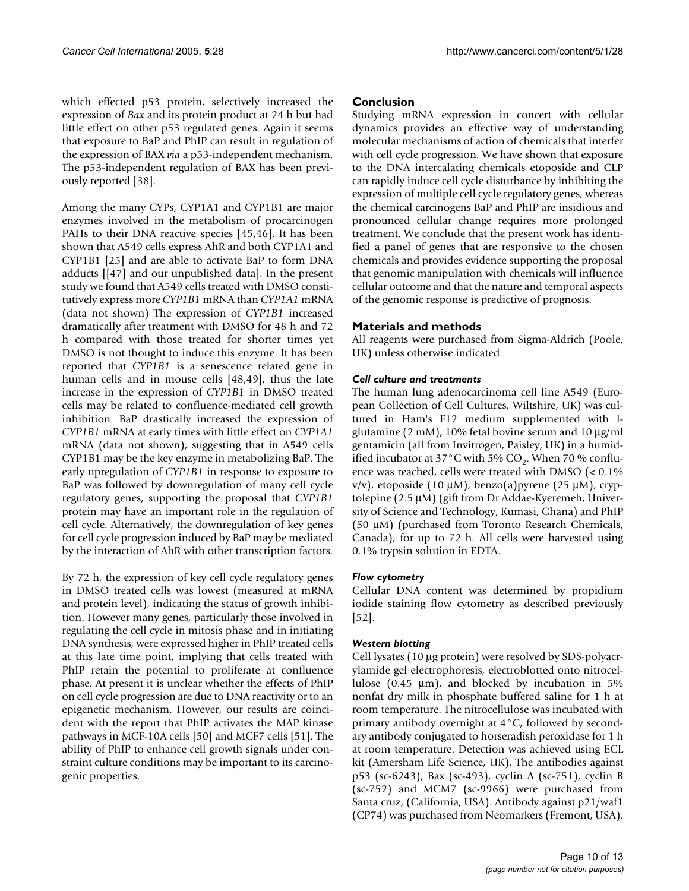which effected p53 protein, selectively increased the expression of *Bax* and its protein product at 24 h but had little effect on other p53 regulated genes. Again it seems that exposure to BaP and PhIP can result in regulation of the expression of BAX *via* a p53-independent mechanism. The p53-independent regulation of BAX has been previously reported [38].

Among the many CYPs, CYP1A1 and CYP1B1 are major enzymes involved in the metabolism of procarcinogen PAHs to their DNA reactive species [45,46]. It has been shown that A549 cells express AhR and both CYP1A1 and CYP1B1 [25] and are able to activate BaP to form DNA adducts [[47] and our unpublished data]. In the present study we found that A549 cells treated with DMSO constitutively express more *CYP1B1* mRNA than *CYP1A1* mRNA (data not shown) The expression of *CYP1B1* increased dramatically after treatment with DMSO for 48 h and 72 h compared with those treated for shorter times yet DMSO is not thought to induce this enzyme. It has been reported that *CYP1B1* is a senescence related gene in human cells and in mouse cells [48,49], thus the late increase in the expression of *CYP1B1* in DMSO treated cells may be related to confluence-mediated cell growth inhibition. BaP drastically increased the expression of *CYP1B1* mRNA at early times with little effect on *CYP1A1* mRNA (data not shown), suggesting that in A549 cells CYP1B1 may be the key enzyme in metabolizing BaP. The early upregulation of *CYP1B1* in response to exposure to BaP was followed by downregulation of many cell cycle regulatory genes, supporting the proposal that *CYP1B1* protein may have an important role in the regulation of cell cycle. Alternatively, the downregulation of key genes for cell cycle progression induced by BaP may be mediated by the interaction of AhR with other transcription factors.

By 72 h, the expression of key cell cycle regulatory genes in DMSO treated cells was lowest (measured at mRNA and protein level), indicating the status of growth inhibition. However many genes, particularly those involved in regulating the cell cycle in mitosis phase and in initiating DNA synthesis, were expressed higher in PhIP treated cells at this late time point, implying that cells treated with PhIP retain the potential to proliferate at confluence phase. At present it is unclear whether the effects of PhIP on cell cycle progression are due to DNA reactivity or to an epigenetic mechanism. However, our results are coincident with the report that PhIP activates the MAP kinase pathways in MCF-10A cells [50] and MCF7 cells [51]. The ability of PhIP to enhance cell growth signals under constraint culture conditions may be important to its carcinogenic properties.

## Conclusion

Studying mRNA expression in concert with cellular dynamics provides an effective way of understanding molecular mechanisms of action of chemicals that interfer with cell cycle progression. We have shown that exposure to the DNA intercalating chemicals etoposide and CLP can rapidly induce cell cycle disturbance by inhibiting the expression of multiple cell cycle regulatory genes, whereas the chemical carcinogens BaP and PhIP are insidious and pronounced cellular change requires more prolonged treatment. We conclude that the present work has identified a panel of genes that are responsive to the chosen chemicals and provides evidence supporting the proposal that genomic manipulation with chemicals will influence cellular outcome and that the nature and temporal aspects of the genomic response is predictive of prognosis.

## Materials and methods

All reagents were purchased from Sigma-Aldrich (Poole, UK) unless otherwise indicated.

### *Cell culture and treatments*

The human lung adenocarcinoma cell line A549 (European Collection of Cell Cultures, Wiltshire, UK) was cultured in Ham's F12 medium supplemented with l-glutamine (2 mM), 10% fetal bovine serum and 10 μg/ml gentamicin (all from Invitrogen, Paisley, UK) in a humidified incubator at 37°C with 5% $CO_2$. When 70 % confluence was reached, cells were treated with DMSO (< 0.1% v/v), etoposide (10 μM), benzo(a)pyrene (25 μM), cryptolepine (2.5 μM) (gift from Dr Addae-Kyeremeh, University of Science and Technology, Kumasi, Ghana) and PhIP (50 μM) (purchased from Toronto Research Chemicals, Canada), for up to 72 h. All cells were harvested using 0.1% trypsin solution in EDTA.

### *Flow cytometry*

Cellular DNA content was determined by propidium iodide staining flow cytometry as described previously [52].

### *Western blotting*

Cell lysates (10 μg protein) were resolved by SDS-polyacrylamide gel electrophoresis, electroblotted onto nitrocellulose (0.45 μm), and blocked by incubation in 5% nonfat dry milk in phosphate buffered saline for 1 h at room temperature. The nitrocellulose was incubated with primary antibody overnight at 4°C, followed by secondary antibody conjugated to horseradish peroxidase for 1 h at room temperature. Detection was achieved using ECL kit (Amersham Life Science, UK). The antibodies against p53 (sc-6243), Bax (sc-493), cyclin A (sc-751), cyclin B (sc-752) and MCM7 (sc-9966) were purchased from Santa cruz, (California, USA). Antibody against p21/waf1 (CP74) was purchased from Neomarkers (Fremont, USA).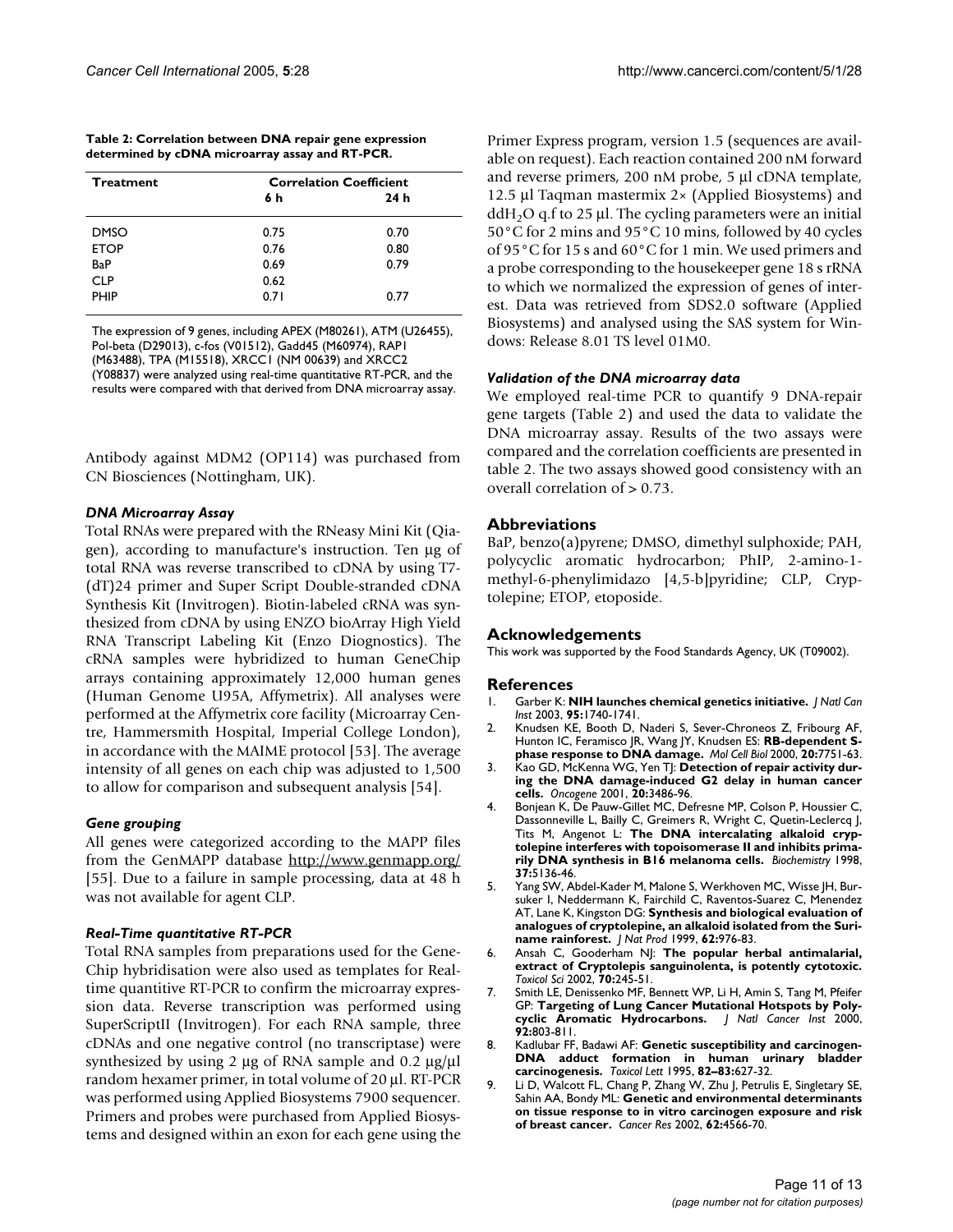**Table 2: Correlation between DNA repair gene expression determined by cDNA microarray assay and RT-PCR.**

| Treatment | Correlation Coefficient | |
|---|---|---|
| | 6 h | 24 h |
| DMSO | 0.75 | 0.70 |
| ETOP | 0.76 | 0.80 |
| BaP | 0.69 | 0.79 |
| CLP | 0.62 | |
| PHIP | 0.71 | 0.77 |

The expression of 9 genes, including APEX (M80261), ATM (U26455), Pol-beta (D29013), c-fos (V01512), Gadd45 (M60974), RAP1 (M63488), TPA (M15518), XRCC1 (NM 00639) and XRCC2 (Y08837) were analyzed using real-time quantitative RT-PCR, and the results were compared with that derived from DNA microarray assay.

Antibody against MDM2 (OP114) was purchased from CN Biosciences (Nottingham, UK).

### *DNA Microarray Assay*

Total RNAs were prepared with the RNeasy Mini Kit (Qiagen), according to manufacture's instruction. Ten μg of total RNA was reverse transcribed to cDNA by using T7-(dT)24 primer and Super Script Double-stranded cDNA Synthesis Kit (Invitrogen). Biotin-labeled cRNA was synthesized from cDNA by using ENZO bioArray High Yield RNA Transcript Labeling Kit (Enzo Diognostics). The cRNA samples were hybridized to human GeneChip arrays containing approximately 12,000 human genes (Human Genome U95A, Affymetrix). All analyses were performed at the Affymetrix core facility (Microarray Centre, Hammersmith Hospital, Imperial College London), in accordance with the MAIME protocol [53]. The average intensity of all genes on each chip was adjusted to 1,500 to allow for comparison and subsequent analysis [54].

### *Gene grouping*

All genes were categorized according to the MAPP files from the GenMAPP database http://www.genmapp.org/ [55]. Due to a failure in sample processing, data at 48 h was not available for agent CLP.

### *Real-Time quantitative RT-PCR*

Total RNA samples from preparations used for the GeneChip hybridisation were also used as templates for Real-time quantitive RT-PCR to confirm the microarray expression data. Reverse transcription was performed using SuperScriptII (Invitrogen). For each RNA sample, three cDNAs and one negative control (no transcriptase) were synthesized by using 2 μg of RNA sample and 0.2 μg/μl random hexamer primer, in total volume of 20 μl. RT-PCR was performed using Applied Biosystems 7900 sequencer. Primers and probes were purchased from Applied Biosystems and designed within an exon for each gene using the Primer Express program, version 1.5 (sequences are available on request). Each reaction contained 200 nM forward and reverse primers, 200 nM probe, 5 μl cDNA template, 12.5 μl Taqman mastermix 2× (Applied Biosystems) and $ddH_2O$ q.f to 25 μl. The cycling parameters were an initial 50°C for 2 mins and 95°C 10 mins, followed by 40 cycles of 95°C for 15 s and 60°C for 1 min. We used primers and a probe corresponding to the housekeeper gene 18 s rRNA to which we normalized the expression of genes of interest. Data was retrieved from SDS2.0 software (Applied Biosystems) and analysed using the SAS system for Windows: Release 8.01 TS level 01M0.

### *Validation of the DNA microarray data*

We employed real-time PCR to quantify 9 DNA-repair gene targets (Table 2) and used the data to validate the DNA microarray assay. Results of the two assays were compared and the correlation coefficients are presented in table 2. The two assays showed good consistency with an overall correlation of > 0.73.

## Abbreviations

BaP, benzo(a)pyrene; DMSO, dimethyl sulphoxide; PAH, polycyclic aromatic hydrocarbon; PhIP, 2-amino-1-methyl-6-phenylimidazo [4,5-b]pyridine; CLP, Cryptolepine; ETOP, etoposide.

## Acknowledgements

This work was supported by the Food Standards Agency, UK (T09002).

## References

1. Garber K: **NIH launches chemical genetics initiative.** *J Natl Can Inst* 2003, **95:**1740-1741.
2. Knudsen KE, Booth D, Naderi S, Sever-Chroneos Z, Fribourg AF, Hunton IC, Feramisco JR, Wang JY, Knudsen ES: **RB-dependent S-phase response to DNA damage.** *Mol Cell Biol* 2000, **20:**7751-63.
3. Kao GD, McKenna WG, Yen TJ: **Detection of repair activity during the DNA damage-induced G2 delay in human cancer cells.** *Oncogene* 2001, **20:**3486-96.
4. Bonjean K, De Pauw-Gillet MC, Defresne MP, Colson P, Houssier C, Dassonneville L, Bailly C, Greimers R, Wright C, Quetin-Leclercq J, Tits M, Angenot L: **The DNA intercalating alkaloid cryptolepine interferes with topoisomerase II and inhibits primarily DNA synthesis in B16 melanoma cells.** *Biochemistry* 1998, **37:**5136-46.
5. Yang SW, Abdel-Kader M, Malone S, Werkhoven MC, Wisse JH, Bursuker I, Neddermann K, Fairchild C, Raventos-Suarez C, Menendez AT, Lane K, Kingston DG: **Synthesis and biological evaluation of analogues of cryptolepine, an alkaloid isolated from the Suriname rainforest.** *J Nat Prod* 1999, **62:**976-83.
6. Ansah C, Gooderham NJ: **The popular herbal antimalarial, extract of Cryptolepis sanguinolenta, is potently cytotoxic.** *Toxicol Sci* 2002, **70:**245-51.
7. Smith LE, Denissenko MF, Bennett WP, Li H, Amin S, Tang M, Pfeifer GP: **Targeting of Lung Cancer Mutational Hotspots by Polycyclic Aromatic Hydrocarbons.** *J Natl Cancer Inst* 2000, **92:**803-811.
8. Kadlubar FF, Badawi AF: **Genetic susceptibility and carcinogen-DNA adduct formation in human urinary bladder carcinogenesis.** *Toxicol Lett* 1995, **82–83:**627-32.
9. Li D, Walcott FL, Chang P, Zhang W, Zhu J, Petrulis E, Singletary SE, Sahin AA, Bondy ML: **Genetic and environmental determinants on tissue response to in vitro carcinogen exposure and risk of breast cancer.** *Cancer Res* 2002, **62:**4566-70.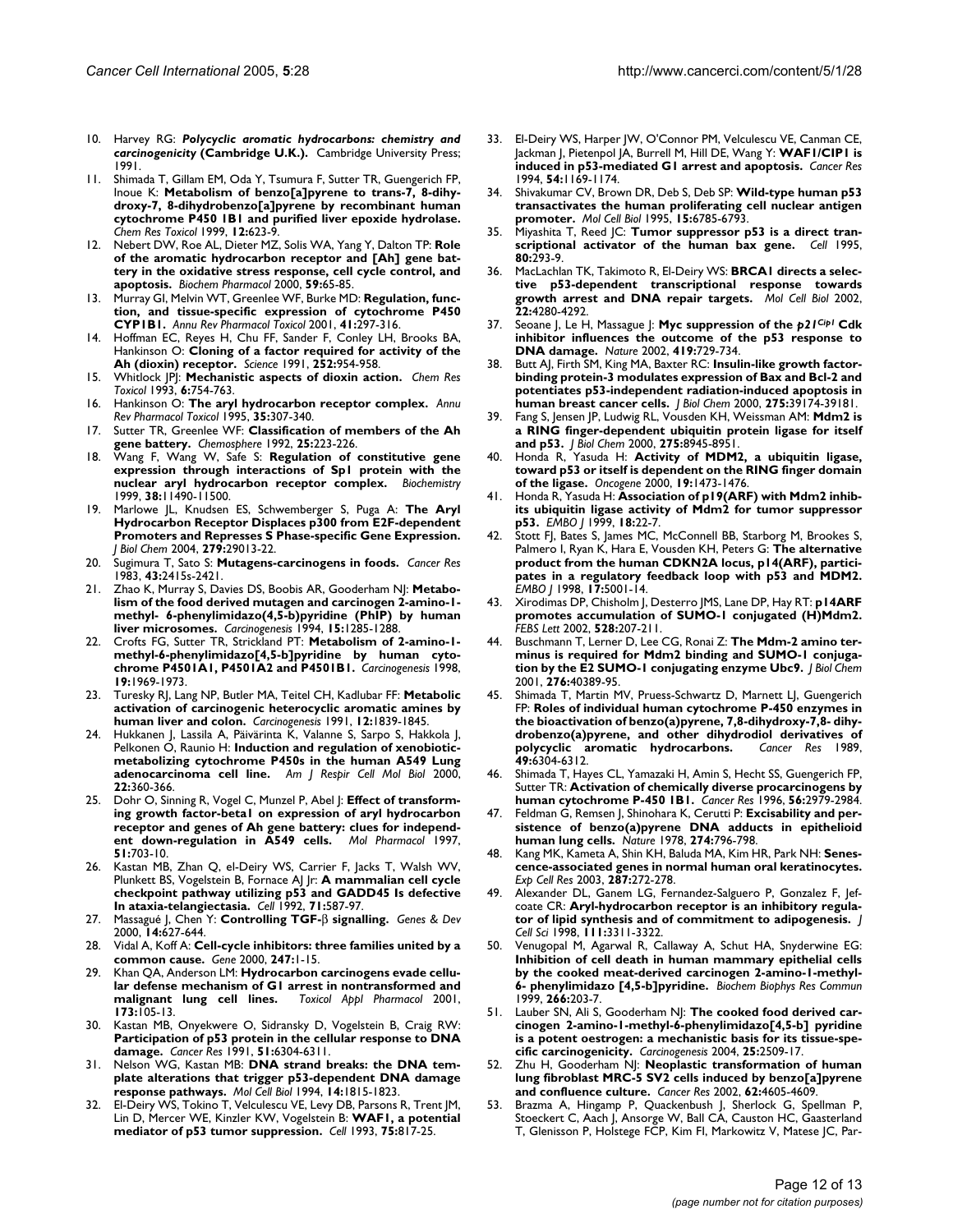10. Harvey RG: ***Polycyclic aromatic hydrocarbons: chemistry and carcinogenicity* (Cambridge U.K.).** Cambridge University Press; 1991.
11. Shimada T, Gillam EM, Oda Y, Tsumura F, Sutter TR, Guengerich FP, Inoue K: **Metabolism of benzo[a]pyrene to trans-7, 8-dihydroxy-7, 8-dihydrobenzo[a]pyrene by recombinant human cytochrome P450 1B1 and purified liver epoxide hydrolase.** *Chem Res Toxicol* 1999, **12:**623-9.
12. Nebert DW, Roe AL, Dieter MZ, Solis WA, Yang Y, Dalton TP: **Role of the aromatic hydrocarbon receptor and [Ah] gene battery in the oxidative stress response, cell cycle control, and apoptosis.** *Biochem Pharmacol* 2000, **59:**65-85.
13. Murray GI, Melvin WT, Greenlee WF, Burke MD: **Regulation, function, and tissue-specific expression of cytochrome P450 CYP1B1.** *Annu Rev Pharmacol Toxicol* 2001, **41:**297-316.
14. Hoffman EC, Reyes H, Chu FF, Sander F, Conley LH, Brooks BA, Hankinson O: **Cloning of a factor required for activity of the Ah (dioxin) receptor.** *Science* 1991, **252:**954-958.
15. Whitlock JPJ: **Mechanistic aspects of dioxin action.** *Chem Res Toxicol* 1993, **6:**754-763.
16. Hankinson O: **The aryl hydrocarbon receptor complex.** *Annu Rev Pharmacol Toxicol* 1995, **35:**307-340.
17. Sutter TR, Greenlee WF: **Classification of members of the Ah gene battery.** *Chemosphere* 1992, **25:**223-226.
18. Wang F, Wang W, Safe S: **Regulation of constitutive gene expression through interactions of Sp1 protein with the nuclear aryl hydrocarbon receptor complex.** *Biochemistry* 1999, **38:**11490-11500.
19. Marlowe JL, Knudsen ES, Schwemberger S, Puga A: **The Aryl Hydrocarbon Receptor Displaces p300 from E2F-dependent Promoters and Represses S Phase-specific Gene Expression.** *J Biol Chem* 2004, **279:**29013-22.
20. Sugimura T, Sato S: **Mutagens-carcinogens in foods.** *Cancer Res* 1983, **43:**2415s-2421.
21. Zhao K, Murray S, Davies DS, Boobis AR, Gooderham NJ: **Metabolism of the food derived mutagen and carcinogen 2-amino-1-methyl- 6-phenylimidazo(4,5-b)pyridine (PhIP) by human liver microsomes.** *Carcinogenesis* 1994, **15:**1285-1288.
22. Crofts FG, Sutter TR, Strickland PT: **Metabolism of 2-amino-1-methyl-6-phenylimidazo[4,5-b]pyridine by human cytochrome P4501A1, P4501A2 and P4501B1.** *Carcinogenesis* 1998, **19:**1969-1973.
23. Turesky RJ, Lang NP, Butler MA, Teitel CH, Kadlubar FF: **Metabolic activation of carcinogenic heterocyclic aromatic amines by human liver and colon.** *Carcinogenesis* 1991, **12:**1839-1845.
24. Hukkanen J, Lassila A, Päivärinta K, Valanne S, Sarpo S, Hakkola J, Pelkonen O, Raunio H: **Induction and regulation of xenobiotic-metabolizing cytochrome P450s in the human A549 Lung adenocarcinoma cell line.** *Am J Respir Cell Mol Biol* 2000, **22:**360-366.
25. Dohr O, Sinning R, Vogel C, Munzel P, Abel J: **Effect of transforming growth factor-beta1 on expression of aryl hydrocarbon receptor and genes of Ah gene battery: clues for independent down-regulation in A549 cells.** *Mol Pharmacol* 1997, **51:**703-10.
26. Kastan MB, Zhan Q, el-Deiry WS, Carrier F, Jacks T, Walsh WV, Plunkett BS, Vogelstein B, Fornace AJ Jr: **A mammalian cell cycle checkpoint pathway utilizing p53 and GADD45 Is defective In ataxia-telangiectasia.** *Cell* 1992, **71:**587-97.
27. Massagué J, Chen Y: **Controlling TGF-β signalling.** *Genes & Dev* 2000, **14:**627-644.
28. Vidal A, Koff A: **Cell-cycle inhibitors: three families united by a common cause.** *Gene* 2000, **247:**1-15.
29. Khan QA, Anderson LM: **Hydrocarbon carcinogens evade cellular defense mechanism of G1 arrest in nontransformed and malignant lung cell lines.** *Toxicol Appl Pharmacol* 2001, **173:**105-13.
30. Kastan MB, Onyekwere O, Sidransky D, Vogelstein B, Craig RW: **Participation of p53 protein in the cellular response to DNA damage.** *Cancer Res* 1991, **51:**6304-6311.
31. Nelson WG, Kastan MB: **DNA strand breaks: the DNA template alterations that trigger p53-dependent DNA damage response pathways.** *Mol Cell Biol* 1994, **14:**1815-1823.
32. El-Deiry WS, Tokino T, Velculescu VE, Levy DB, Parsons R, Trent JM, Lin D, Mercer WE, Kinzler KW, Vogelstein B: **WAF1, a potential mediator of p53 tumor suppression.** *Cell* 1993, **75:**817-25.
33. El-Deiry WS, Harper JW, O'Connor PM, Velculescu VE, Canman CE, Jackman J, Pietenpol JA, Burrell M, Hill DE, Wang Y: **WAF1/CIP1 is induced in p53-mediated G1 arrest and apoptosis.** *Cancer Res* 1994, **54:**1169-1174.
34. Shivakumar CV, Brown DR, Deb S, Deb SP: **Wild-type human p53 transactivates the human proliferating cell nuclear antigen promoter.** *Mol Cell Biol* 1995, **15:**6785-6793.
35. Miyashita T, Reed JC: **Tumor suppressor p53 is a direct transcriptional activator of the human bax gene.** *Cell* 1995, **80:**293-9.
36. MacLachlan TK, Takimoto R, El-Deiry WS: **BRCA1 directs a selective p53-dependent transcriptional response towards growth arrest and DNA repair targets.** *Mol Cell Biol* 2002, **22:**4280-4292.
37. Seoane J, Le H, Massague J: **Myc suppression of the *p21*$^{Cip1}$ Cdk inhibitor influences the outcome of the p53 response to DNA damage.** *Nature* 2002, **419:**729-734.
38. Butt AJ, Firth SM, King MA, Baxter RC: **Insulin-like growth factor-binding protein-3 modulates expression of Bax and Bcl-2 and potentiates p53-independent radiation-induced apoptosis in human breast cancer cells.** *J Biol Chem* 2000, **275:**39174-39181.
39. Fang S, Jensen JP, Ludwig RL, Vousden KH, Weissman AM: **Mdm2 is a RING finger-dependent ubiquitin protein ligase for itself and p53.** *J Biol Chem* 2000, **275:**8945-8951.
40. Honda R, Yasuda H: **Activity of MDM2, a ubiquitin ligase, toward p53 or itself is dependent on the RING finger domain of the ligase.** *Oncogene* 2000, **19:**1473-1476.
41. Honda R, Yasuda H: **Association of p19(ARF) with Mdm2 inhibits ubiquitin ligase activity of Mdm2 for tumor suppressor p53.** *EMBO J* 1999, **18:**22-7.
42. Stott FJ, Bates S, James MC, McConnell BB, Starborg M, Brookes S, Palmero I, Ryan K, Hara E, Vousden KH, Peters G: **The alternative product from the human CDKN2A locus, p14(ARF), participates in a regulatory feedback loop with p53 and MDM2.** *EMBO J* 1998, **17:**5001-14.
43. Xirodimas DP, Chisholm J, Desterro JMS, Lane DP, Hay RT: **p14ARF promotes accumulation of SUMO-1 conjugated (H)Mdm2.** *FEBS Lett* 2002, **528:**207-211.
44. Buschmann T, Lerner D, Lee CG, Ronai Z: **The Mdm-2 amino terminus is required for Mdm2 binding and SUMO-1 conjugation by the E2 SUMO-1 conjugating enzyme Ubc9.** *J Biol Chem* 2001, **276:**40389-95.
45. Shimada T, Martin MV, Pruess-Schwartz D, Marnett LJ, Guengerich FP: **Roles of individual human cytochrome P-450 enzymes in the bioactivation of benzo(a)pyrene, 7,8-dihydroxy-7,8- dihydrobenzo(a)pyrene, and other dihydrodiol derivatives of polycyclic aromatic hydrocarbons.** *Cancer Res* 1989, **49:**6304-6312.
46. Shimada T, Hayes CL, Yamazaki H, Amin S, Hecht SS, Guengerich FP, Sutter TR: **Activation of chemically diverse procarcinogens by human cytochrome P-450 1B1.** *Cancer Res* 1996, **56:**2979-2984.
47. Feldman G, Remsen J, Shinohara K, Cerutti P: **Excisability and persistence of benzo(a)pyrene DNA adducts in epithelioid human lung cells.** *Nature* 1978, **274:**796-798.
48. Kang MK, Kameta A, Shin KH, Baluda MA, Kim HR, Park NH: **Senescence-associated genes in normal human oral keratinocytes.** *Exp Cell Res* 2003, **287:**272-278.
49. Alexander DL, Ganem LG, Fernandez-Salguero P, Gonzalez F, Jefcoate CR: **Aryl-hydrocarbon receptor is an inhibitory regulator of lipid synthesis and of commitment to adipogenesis.** *J Cell Sci* 1998, **111:**3311-3322.
50. Venugopal M, Agarwal R, Callaway A, Schut HA, Snyderwine EG: **Inhibition of cell death in human mammary epithelial cells by the cooked meat-derived carcinogen 2-amino-1-methyl-6- phenylimidazo [4,5-b]pyridine.** *Biochem Biophys Res Commun* 1999, **266:**203-7.
51. Lauber SN, Ali S, Gooderham NJ: **The cooked food derived carcinogen 2-amino-1-methyl-6-phenylimidazo[4,5-b] pyridine is a potent oestrogen: a mechanistic basis for its tissue-specific carcinogenicity.** *Carcinogenesis* 2004, **25:**2509-17.
52. Zhu H, Gooderham NJ: **Neoplastic transformation of human lung fibroblast MRC-5 SV2 cells induced by benzo[a]pyrene and confluence culture.** *Cancer Res* 2002, **62:**4605-4609.
53. Brazma A, Hingamp P, Quackenbush J, Sherlock G, Spellman P, Stoeckert C, Aach J, Ansorge W, Ball CA, Causton HC, Gaasterland T, Glenisson P, Holstege FCP, Kim FI, Markowitz V, Matese JC, Par-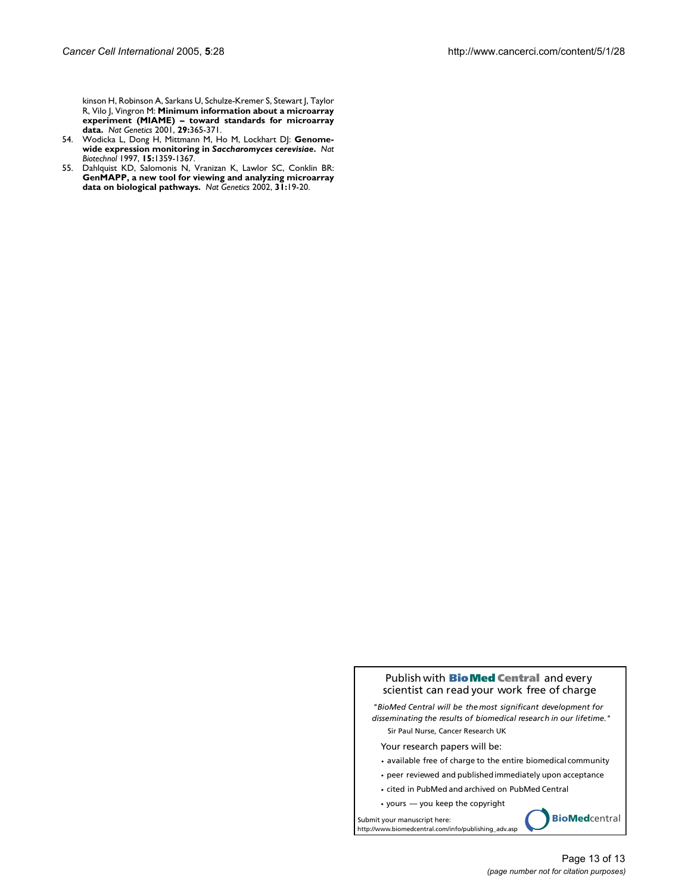kinson H, Robinson A, Sarkans U, Schulze-Kremer S, Stewart J, Taylor R, Vilo J, Vingron M: **Minimum information about a microarray experiment (MIAME) – toward standards for microarray data.** *Nat Genetics* 2001, **29:**365-371.

54. Wodicka L, Dong H, Mittmann M, Ho M, Lockhart DJ: **Genome-wide expression monitoring in *Saccharomyces cerevisiae*.** *Nat Biotechnol* 1997, **15:**1359-1367.
55. Dahlquist KD, Salomonis N, Vranizan K, Lawlor SC, Conklin BR: **GenMAPP, a new tool for viewing and analyzing microarray data on biological pathways.** *Nat Genetics* 2002, **31:**19-20.

Publish with **BioMed Central** and every scientist can read your work free of charge

*"BioMed Central will be the most significant development for disseminating the results of biomedical research in our lifetime."*

Sir Paul Nurse, Cancer Research UK

Your research papers will be:

- available free of charge to the entire biomedical community
- peer reviewed and published immediately upon acceptance
- cited in PubMed and archived on PubMed Central
- yours — you keep the copyright

Submit your manuscript here:
http://www.biomedcentral.com/info/publishing_adv.asp

**BioMed**central